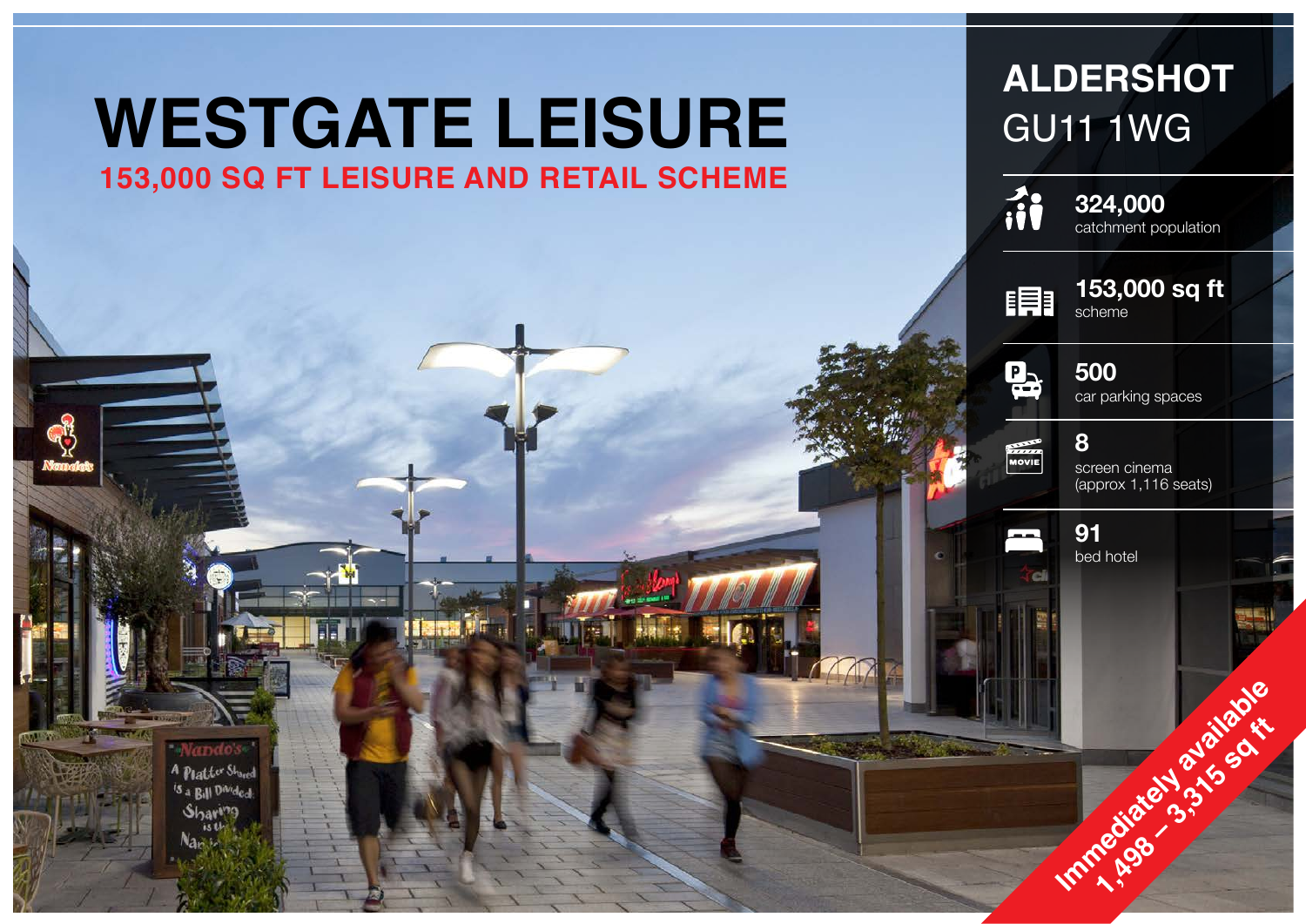# WESTGATE LEISURE

## 153,000 SQ FT LEISURE AND RETAIL SCHEME

## ALDERSHOT
GU11 1WG

**324,000**
catchment population

**153,000 sq ft**
scheme

**500**
car parking spaces

**8**
screen cinema
(approx 1,116 seats)

**91**
bed hotel

**Immediately available**
**1,498 – 3,315 sq ft**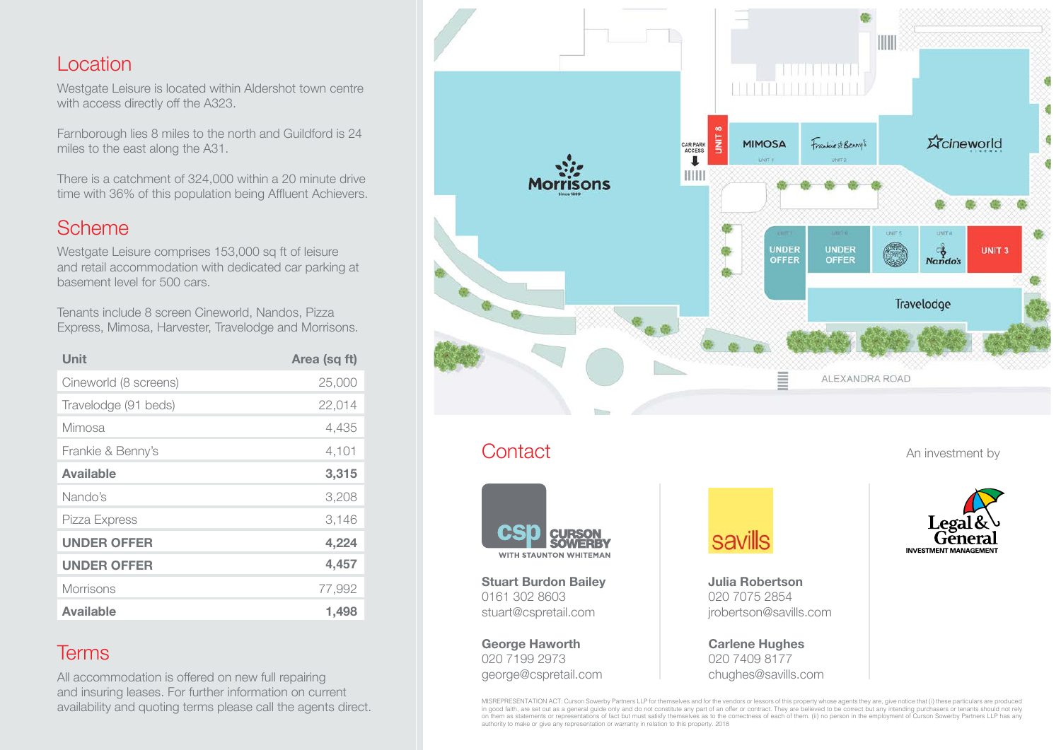## Location

Westgate Leisure is located within Aldershot town centre with access directly off the A323.

Farnborough lies 8 miles to the north and Guildford is 24 miles to the east along the A31.

There is a catchment of 324,000 within a 20 minute drive time with 36% of this population being Affluent Achievers.

## Scheme

Westgate Leisure comprises 153,000 sq ft of leisure and retail accommodation with dedicated car parking at basement level for 500 cars.

Tenants include 8 screen Cineworld, Nandos, Pizza Express, Mimosa, Harvester, Travelodge and Morrisons.

| Unit | Area (sq ft) |
|---|---|
| Cineworld (8 screens) | 25,000 |
| Travelodge (91 beds) | 22,014 |
| Mimosa | 4,435 |
| Frankie & Benny's | 4,101 |
| **Available** | **3,315** |
| Nando's | 3,208 |
| Pizza Express | 3,146 |
| **UNDER OFFER** | **4,224** |
| **UNDER OFFER** | **4,457** |
| Morrisons | 77,992 |
| **Available** | **1,498** |

## Terms

All accommodation is offered on new full repairing and insuring leases. For further information on current availability and quoting terms please call the agents direct.

Morrisons
CAR PARK ACCESS
UNIT 8
MIMOSA
UNIT 1
Frankie & Benny's
UNIT 2
cineworld
UNIT 7
UNDER OFFER
UNIT 6
UNDER OFFER
UNIT 5
UNIT 4
Nando's
UNIT 3
Travelodge
ALEXANDRA ROAD

## Contact

An investment by

CSP CURSON SOWERBY WITH STAUNTON WHITEMAN

**Stuart Burdon Bailey**
0161 302 8603
stuart@cspretail.com

**George Haworth**
020 7199 2973
george@cspretail.com

savills

**Julia Robertson**
020 7075 2854
jrobertson@savills.com

**Carlene Hughes**
020 7409 8177
chughes@savills.com

Legal & General INVESTMENT MANAGEMENT

MISREPRESENTATION ACT: Curson Sowerby Partners LLP for themselves and for the vendors or lessors of this property whose agents they are, give notice that (i) these particulars are produced in good faith, are set out as a general guide only and do not constitute any part of an offer or contract. They are believed to be correct but any intending purchasers or tenants should not rely on them as statements or representations of fact but must satisfy themselves as to the correctness of each of them. (ii) no person in the employment of Curson Sowerby Partners LLP has any authority to make or give any representation or warranty in relation to this property. 2018